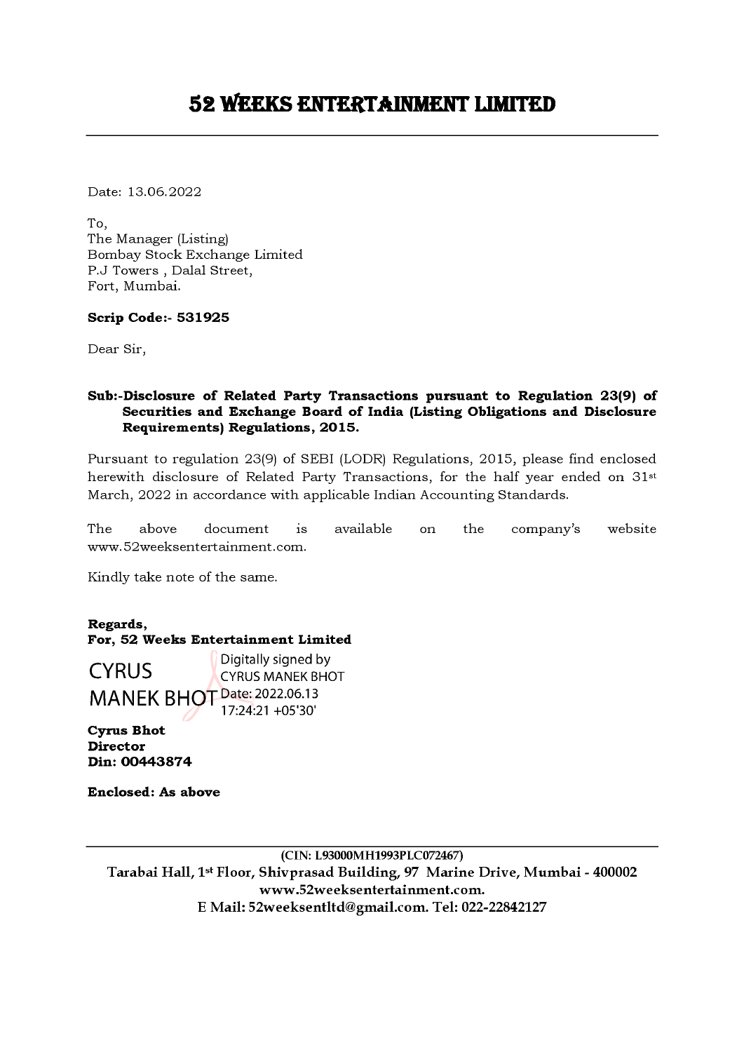# 52 WEEKS ENTERTAINMENT LIMITED

Date: 13.06.2022

To,
The Manager (Listing)
Bombay Stock Exchange Limited
P.J Towers , Dalal Street,
Fort, Mumbai.

**Scrip Code:- 531925**

Dear Sir,

**Sub:-Disclosure of Related Party Transactions pursuant to Regulation 23(9) of Securities and Exchange Board of India (Listing Obligations and Disclosure Requirements) Regulations, 2015.**

Pursuant to regulation 23(9) of SEBI (LODR) Regulations, 2015, please find enclosed herewith disclosure of Related Party Transactions, for the half year ended on 31st March, 2022 in accordance with applicable Indian Accounting Standards.

The above document is available on the company's website www.52weeksentertainment.com.

Kindly take note of the same.

**Regards,**
**For, 52 Weeks Entertainment Limited**

CYRUS MANEK BHOT
Digitally signed by CYRUS MANEK BHOT
Date: 2022.06.13 17:24:21 +05'30'

**Cyrus Bhot**
**Director**
**Din: 00443874**

**Enclosed: As above**

(CIN: L93000MH1993PLC072467)
Tarabai Hall, 1st Floor, Shivprasad Building, 97 Marine Drive, Mumbai - 400002
www.52weeksentertainment.com.
E Mail: 52weeksentltd@gmail.com. Tel: 022-22842127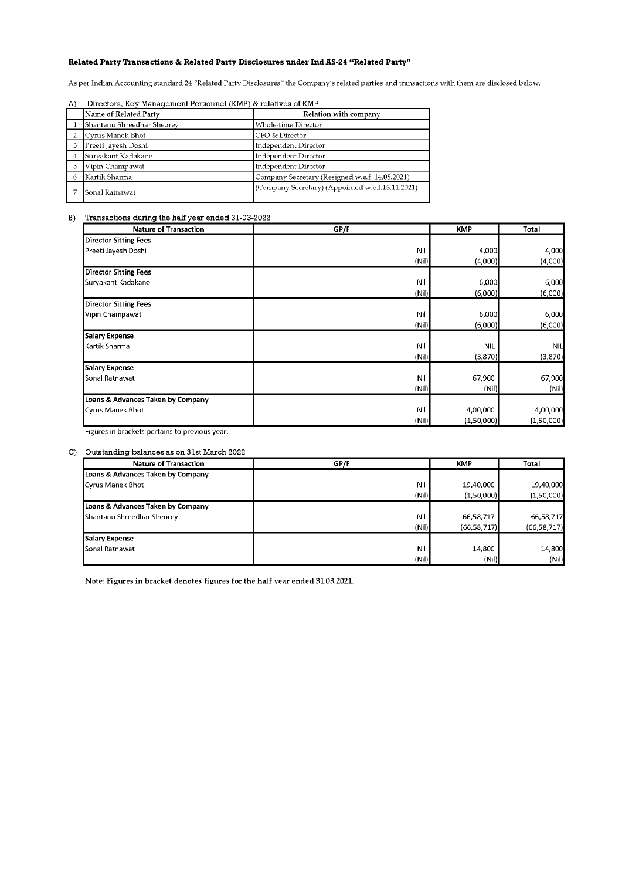**Related Party Transactions & Related Party Disclosures under Ind AS-24 "Related Party"**

As per Indian Accounting standard 24 "Related Party Disclosures" the Company's related parties and transactions with them are disclosed below.

A) Directors, Key Management Personnel (KMP) & relatives of KMP

| | Name of Related Party | Relation with company |
|---|---|---|
| 1 | Shantanu Shreedhar Sheorey | Whole-time Director |
| 2 | Cyrus Manek Bhot | CFO & Director |
| 3 | Preeti Jayesh Doshi | Independent Director |
| 4 | Suryakant Kadakane | Independent Director |
| 5 | Vipin Champawat | Independent Director |
| 6 | Kartik Sharma | Company Secretary (Resigned w.e.f 14.08.2021) |
| 7 | Sonal Ratnawat | (Company Secretary) (Appointed w.e.f.13.11.2021) |

B) Transactions during the half year ended 31-03-2022

| Nature of Transaction | GP/F | KMP | Total |
|---|---|---|---|
| **Director Sitting Fees** | | | |
| Preeti Jayesh Doshi | Nil | 4,000 | 4,000 |
| | (Nil) | (4,000) | (4,000) |
| **Director Sitting Fees** | | | |
| Suryakant Kadakane | Nil | 6,000 | 6,000 |
| | (Nil) | (6,000) | (6,000) |
| **Director Sitting Fees** | | | |
| Vipin Champawat | Nil | 6,000 | 6,000 |
| | (Nil) | (6,000) | (6,000) |
| **Salary Expense** | | | |
| Kartik Sharma | Nil | NIL | NIL |
| | (Nil) | (3,870) | (3,870) |
| **Salary Expense** | | | |
| Sonal Ratnawat | Nil | 67,900 | 67,900 |
| | (Nil) | (Nil) | (Nil) |
| **Loans & Advances Taken by Company** | | | |
| Cyrus Manek Bhot | Nil | 4,00,000 | 4,00,000 |
| | (Nil) | (1,50,000) | (1,50,000) |

Figures in brackets pertains to previous year.

C) Outstanding balances as on 31st March 2022

| Nature of Transaction | GP/F | KMP | Total |
|---|---|---|---|
| **Loans & Advances Taken by Company** | | | |
| Cyrus Manek Bhot | Nil | 19,40,000 | 19,40,000 |
| | (Nil) | (1,50,000) | (1,50,000) |
| **Loans & Advances Taken by Company** | | | |
| Shantanu Shreedhar Sheorey | Nil | 66,58,717 | 66,58,717 |
| | (Nil) | (66,58,717) | (66,58,717) |
| **Salary Expense** | | | |
| Sonal Ratnawat | Nil | 14,800 | 14,800 |
| | (Nil) | (Nil) | (Nil) |

Note: Figures in bracket denotes figures for the half year ended 31.03.2021.